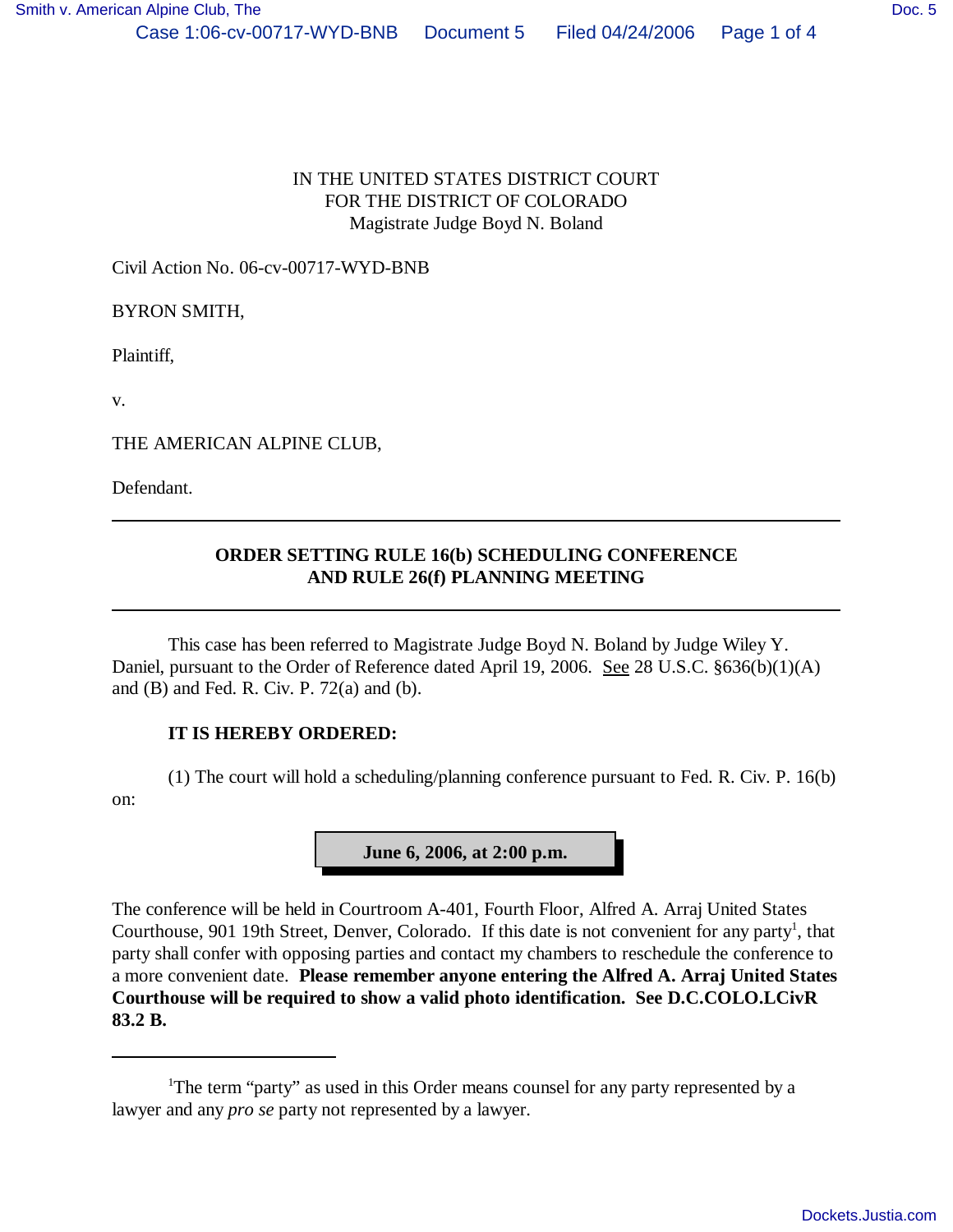IN THE UNITED STATES DISTRICT COURT
FOR THE DISTRICT OF COLORADO
Magistrate Judge Boyd N. Boland

Civil Action No. 06-cv-00717-WYD-BNB

BYRON SMITH,

Plaintiff,

v.

THE AMERICAN ALPINE CLUB,

Defendant.

---

**ORDER SETTING RULE 16(b) SCHEDULING CONFERENCE
AND RULE 26(f) PLANNING MEETING**

---

This case has been referred to Magistrate Judge Boyd N. Boland by Judge Wiley Y. Daniel, pursuant to the Order of Reference dated April 19, 2006. See 28 U.S.C. §636(b)(1)(A) and (B) and Fed. R. Civ. P. 72(a) and (b).

**IT IS HEREBY ORDERED:**

(1) The court will hold a scheduling/planning conference pursuant to Fed. R. Civ. P. 16(b) on:

**June 6, 2006, at 2:00 p.m.**

The conference will be held in Courtroom A-401, Fourth Floor, Alfred A. Arraj United States Courthouse, 901 19th Street, Denver, Colorado. If this date is not convenient for any party[1], that party shall confer with opposing parties and contact my chambers to reschedule the conference to a more convenient date. **Please remember anyone entering the Alfred A. Arraj United States Courthouse will be required to show a valid photo identification. See D.C.COLO.LCivR 83.2 B.**

---

[1]The term "party" as used in this Order means counsel for any party represented by a lawyer and any *pro se* party not represented by a lawyer.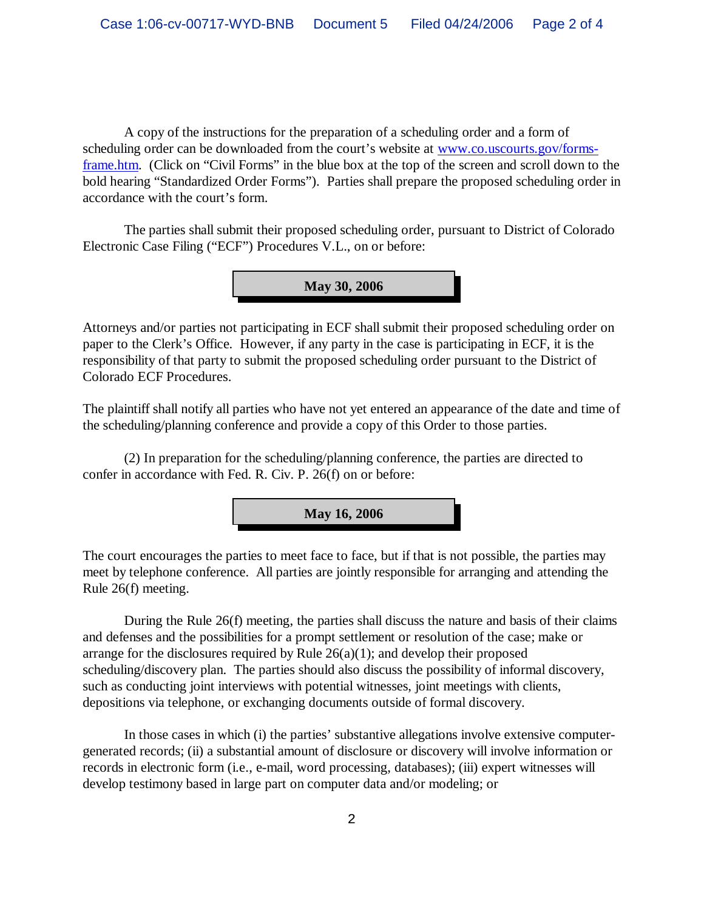A copy of the instructions for the preparation of a scheduling order and a form of scheduling order can be downloaded from the court's website at [www.co.uscourts.gov/forms-frame.htm](www.co.uscourts.gov/forms-frame.htm). (Click on "Civil Forms" in the blue box at the top of the screen and scroll down to the bold hearing "Standardized Order Forms"). Parties shall prepare the proposed scheduling order in accordance with the court's form.

The parties shall submit their proposed scheduling order, pursuant to District of Colorado Electronic Case Filing ("ECF") Procedures V.L., on or before:

**May 30, 2006**

Attorneys and/or parties not participating in ECF shall submit their proposed scheduling order on paper to the Clerk's Office. However, if any party in the case is participating in ECF, it is the responsibility of that party to submit the proposed scheduling order pursuant to the District of Colorado ECF Procedures.

The plaintiff shall notify all parties who have not yet entered an appearance of the date and time of the scheduling/planning conference and provide a copy of this Order to those parties.

(2) In preparation for the scheduling/planning conference, the parties are directed to confer in accordance with Fed. R. Civ. P. 26(f) on or before:

**May 16, 2006**

The court encourages the parties to meet face to face, but if that is not possible, the parties may meet by telephone conference. All parties are jointly responsible for arranging and attending the Rule 26(f) meeting.

During the Rule 26(f) meeting, the parties shall discuss the nature and basis of their claims and defenses and the possibilities for a prompt settlement or resolution of the case; make or arrange for the disclosures required by Rule 26(a)(1); and develop their proposed scheduling/discovery plan. The parties should also discuss the possibility of informal discovery, such as conducting joint interviews with potential witnesses, joint meetings with clients, depositions via telephone, or exchanging documents outside of formal discovery.

In those cases in which (i) the parties' substantive allegations involve extensive computer-generated records; (ii) a substantial amount of disclosure or discovery will involve information or records in electronic form (i.e., e-mail, word processing, databases); (iii) expert witnesses will develop testimony based in large part on computer data and/or modeling; or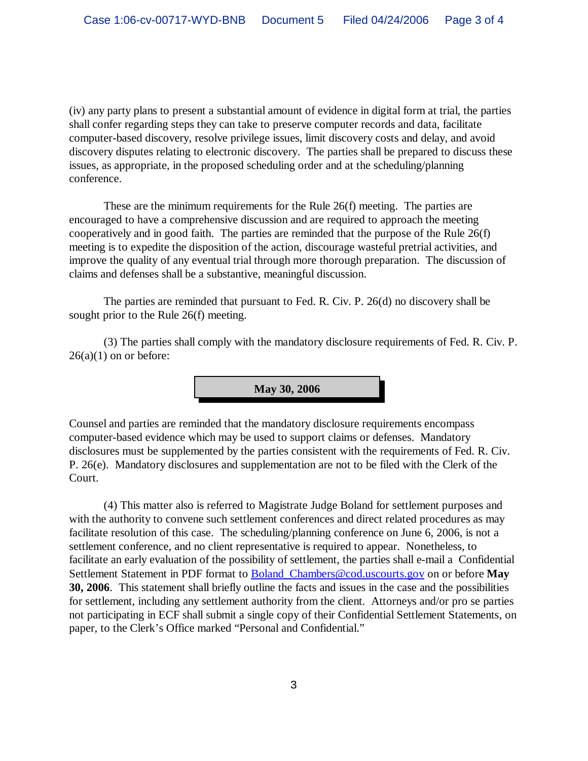(iv) any party plans to present a substantial amount of evidence in digital form at trial, the parties shall confer regarding steps they can take to preserve computer records and data, facilitate computer-based discovery, resolve privilege issues, limit discovery costs and delay, and avoid discovery disputes relating to electronic discovery. The parties shall be prepared to discuss these issues, as appropriate, in the proposed scheduling order and at the scheduling/planning conference.

These are the minimum requirements for the Rule 26(f) meeting. The parties are encouraged to have a comprehensive discussion and are required to approach the meeting cooperatively and in good faith. The parties are reminded that the purpose of the Rule 26(f) meeting is to expedite the disposition of the action, discourage wasteful pretrial activities, and improve the quality of any eventual trial through more thorough preparation. The discussion of claims and defenses shall be a substantive, meaningful discussion.

The parties are reminded that pursuant to Fed. R. Civ. P. 26(d) no discovery shall be sought prior to the Rule 26(f) meeting.

(3) The parties shall comply with the mandatory disclosure requirements of Fed. R. Civ. P. 26(a)(1) on or before:

**May 30, 2006**

Counsel and parties are reminded that the mandatory disclosure requirements encompass computer-based evidence which may be used to support claims or defenses. Mandatory disclosures must be supplemented by the parties consistent with the requirements of Fed. R. Civ. P. 26(e). Mandatory disclosures and supplementation are not to be filed with the Clerk of the Court.

(4) This matter also is referred to Magistrate Judge Boland for settlement purposes and with the authority to convene such settlement conferences and direct related procedures as may facilitate resolution of this case. The scheduling/planning conference on June 6, 2006, is not a settlement conference, and no client representative is required to appear. Nonetheless, to facilitate an early evaluation of the possibility of settlement, the parties shall e-mail a Confidential Settlement Statement in PDF format to Boland_Chambers@cod.uscourts.gov on or before **May 30, 2006**. This statement shall briefly outline the facts and issues in the case and the possibilities for settlement, including any settlement authority from the client. Attorneys and/or pro se parties not participating in ECF shall submit a single copy of their Confidential Settlement Statements, on paper, to the Clerk's Office marked "Personal and Confidential."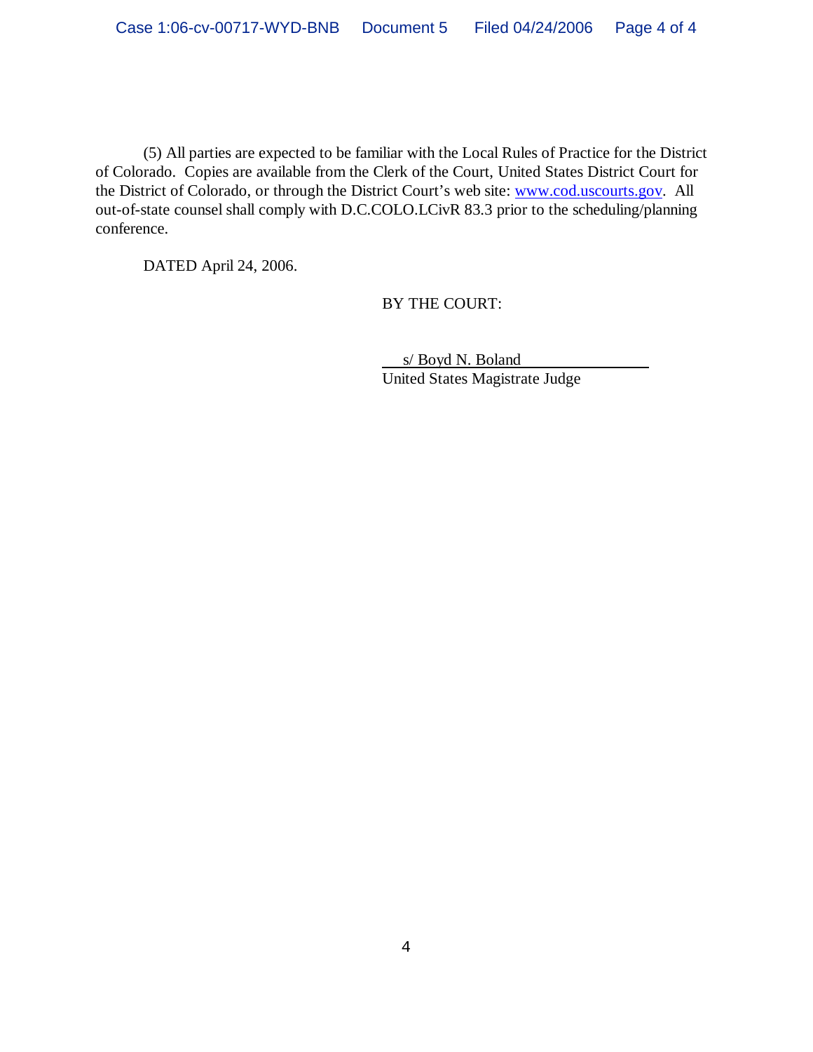(5) All parties are expected to be familiar with the Local Rules of Practice for the District of Colorado. Copies are available from the Clerk of the Court, United States District Court for the District of Colorado, or through the District Court's web site: www.cod.uscourts.gov. All out-of-state counsel shall comply with D.C.COLO.LCivR 83.3 prior to the scheduling/planning conference.

DATED April 24, 2006.

BY THE COURT:

s/ Boyd N. Boland
United States Magistrate Judge